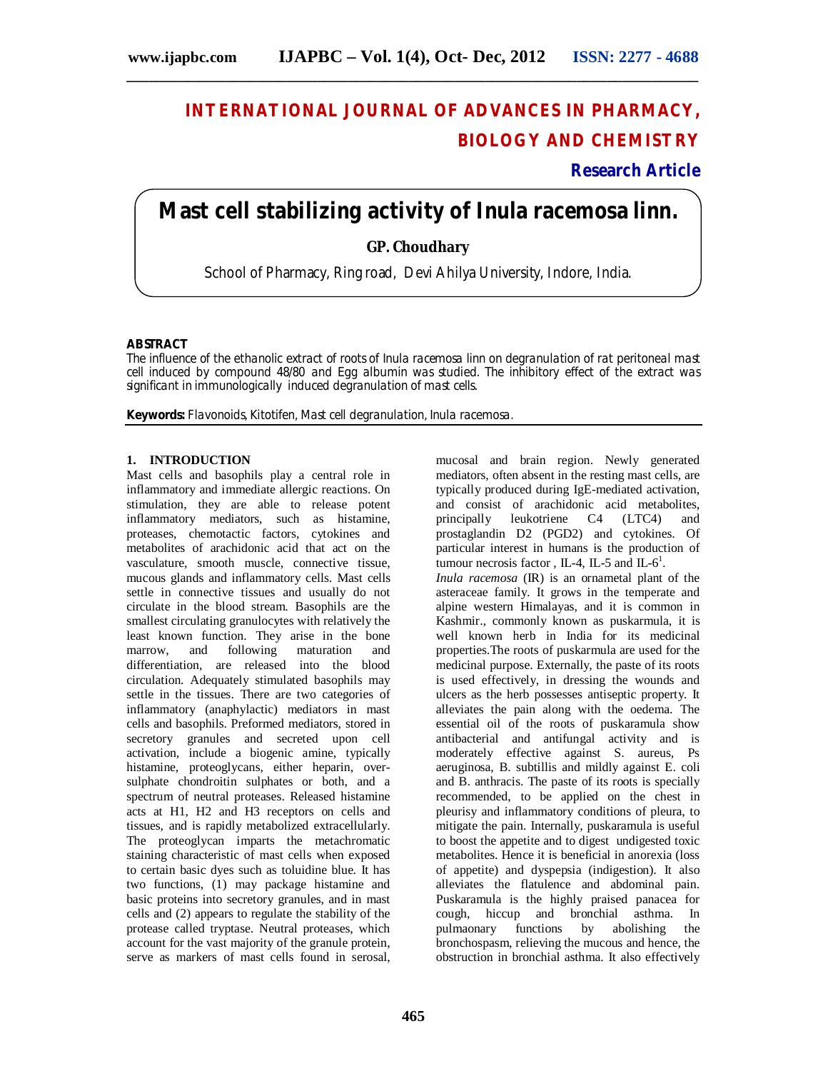# INTERNATIONAL JOURNAL OF ADVANCES IN PHARMACY, BIOLOGY AND CHEMISTRY

**Research Article**

# Mast cell stabilizing activity of Inula racemosa linn.

**GP. Choudhary**

School of Pharmacy, Ring road, Devi Ahilya University, Indore, India.

## ABSTRACT

The influence of the ethanolic extract of roots of Inula racemosa linn on degranulation of rat peritoneal mast cell induced by compound 48/80 and Egg albumin was studied. The inhibitory effect of the extract was significant in immunologically induced degranulation of mast cells.

**Keywords:** Flavonoids, Kitotifen, Mast cell degranulation, Inula racemosa.

## 1. INTRODUCTION

Mast cells and basophils play a central role in inflammatory and immediate allergic reactions. On stimulation, they are able to release potent inflammatory mediators, such as histamine, proteases, chemotactic factors, cytokines and metabolites of arachidonic acid that act on the vasculature, smooth muscle, connective tissue, mucous glands and inflammatory cells. Mast cells settle in connective tissues and usually do not circulate in the blood stream. Basophils are the smallest circulating granulocytes with relatively the least known function. They arise in the bone marrow, and following maturation and differentiation, are released into the blood circulation. Adequately stimulated basophils may settle in the tissues. There are two categories of inflammatory (anaphylactic) mediators in mast cells and basophils. Preformed mediators, stored in secretory granules and secreted upon cell activation, include a biogenic amine, typically histamine, proteoglycans, either heparin, over-sulphate chondroitin sulphates or both, and a spectrum of neutral proteases. Released histamine acts at H1, H2 and H3 receptors on cells and tissues, and is rapidly metabolized extracellularly. The proteoglycan imparts the metachromatic staining characteristic of mast cells when exposed to certain basic dyes such as toluidine blue. It has two functions, (1) may package histamine and basic proteins into secretory granules, and in mast cells and (2) appears to regulate the stability of the protease called tryptase. Neutral proteases, which account for the vast majority of the granule protein, serve as markers of mast cells found in serosal, mucosal and brain region. Newly generated mediators, often absent in the resting mast cells, are typically produced during IgE-mediated activation, and consist of arachidonic acid metabolites, principally leukotriene C4 (LTC4) and prostaglandin D2 (PGD2) and cytokines. Of particular interest in humans is the production of tumour necrosis factor , IL-4, IL-5 and IL-6[1].

*Inula racemosa* (IR) is an ornametal plant of the asteraceae family. It grows in the temperate and alpine western Himalayas, and it is common in Kashmir., commonly known as puskarmula, it is well known herb in India for its medicinal properties.The roots of puskarmula are used for the medicinal purpose. Externally, the paste of its roots is used effectively, in dressing the wounds and ulcers as the herb possesses antiseptic property. It alleviates the pain along with the oedema. The essential oil of the roots of puskaramula show antibacterial and antifungal activity and is moderately effective against S. aureus, Ps aeruginosa, B. subtillis and mildly against E. coli and B. anthracis. The paste of its roots is specially recommended, to be applied on the chest in pleurisy and inflammatory conditions of pleura, to mitigate the pain. Internally, puskaramula is useful to boost the appetite and to digest undigested toxic metabolites. Hence it is beneficial in anorexia (loss of appetite) and dyspepsia (indigestion). It also alleviates the flatulence and abdominal pain. Puskaramula is the highly praised panacea for cough, hiccup and bronchial asthma. In pulmaonary functions by abolishing the bronchospasm, relieving the mucous and hence, the obstruction in bronchial asthma. It also effectively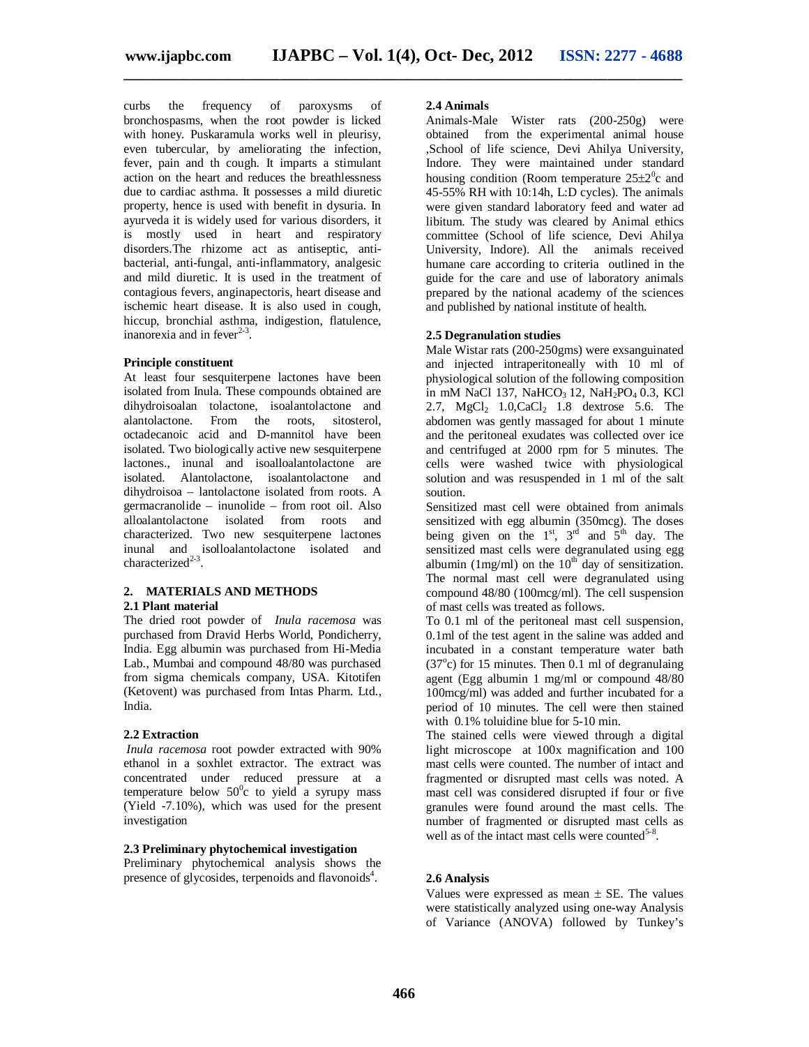curbs the frequency of paroxysms of bronchospasms, when the root powder is licked with honey. Puskaramula works well in pleurisy, even tubercular, by ameliorating the infection, fever, pain and th cough. It imparts a stimulant action on the heart and reduces the breathlessness due to cardiac asthma. It possesses a mild diuretic property, hence is used with benefit in dysuria. In ayurveda it is widely used for various disorders, it is mostly used in heart and respiratory disorders.The rhizome act as antiseptic, anti-bacterial, anti-fungal, anti-inflammatory, analgesic and mild diuretic. It is used in the treatment of contagious fevers, anginapectoris, heart disease and ischemic heart disease. It is also used in cough, hiccup, bronchial asthma, indigestion, flatulence, inanorexia and in fever[2-3].

**Principle constituent**

At least four sesquiterpene lactones have been isolated from Inula. These compounds obtained are dihydroisoalan tolactone, isoalantolactone and alantolactone. From the roots, sitosterol, octadecanoic acid and D-mannitol have been isolated. Two biologically active new sesquiterpene lactones., inunal and isoalloalantolactone are isolated. Alantolactone, isoalantolactone and dihydroisoa – lantolactone isolated from roots. A germacranolide – inunolide – from root oil. Also alloalantolactone isolated from roots and characterized. Two new sesquiterpene lactones inunal and isolloalantolactone isolated and characterized[2-3].

## 2. MATERIALS AND METHODS

### 2.1 Plant material

The dried root powder of *Inula racemosa* was purchased from Dravid Herbs World, Pondicherry, India. Egg albumin was purchased from Hi-Media Lab., Mumbai and compound 48/80 was purchased from sigma chemicals company, USA. Kitotifen (Ketovent) was purchased from Intas Pharm. Ltd., India.

### 2.2 Extraction

*Inula racemosa* root powder extracted with 90% ethanol in a soxhlet extractor. The extract was concentrated under reduced pressure at a temperature below $50^0$c to yield a syrupy mass (Yield -7.10%), which was used for the present investigation

### 2.3 Preliminary phytochemical investigation

Preliminary phytochemical analysis shows the presence of glycosides, terpenoids and flavonoids[4].

### 2.4 Animals

Animals-Male Wister rats (200-250g) were obtained from the experimental animal house ,School of life science, Devi Ahilya University, Indore. They were maintained under standard housing condition (Room temperature $25\pm2^0$c and 45-55% RH with 10:14h, L:D cycles). The animals were given standard laboratory feed and water ad libitum. The study was cleared by Animal ethics committee (School of life science, Devi Ahilya University, Indore). All the animals received humane care according to criteria outlined in the guide for the care and use of laboratory animals prepared by the national academy of the sciences and published by national institute of health.

### 2.5 Degranulation studies

Male Wistar rats (200-250gms) were exsanguinated and injected intraperitoneally with 10 ml of physiological solution of the following composition in mM NaCl 137, $NaHCO_3$ 12, $NaH_2PO_4$ 0.3, KCl 2.7, $MgCl_2$ 1.0,$CaCl_2$ 1.8 dextrose 5.6. The abdomen was gently massaged for about 1 minute and the peritoneal exudates was collected over ice and centrifuged at 2000 rpm for 5 minutes. The cells were washed twice with physiological solution and was resuspended in 1 ml of the salt soution.

Sensitized mast cell were obtained from animals sensitized with egg albumin (350mcg). The doses being given on the 1st, 3rd and 5th day. The sensitized mast cells were degranulated using egg albumin (1mg/ml) on the 10th day of sensitization. The normal mast cell were degranulated using compound 48/80 (100mcg/ml). The cell suspension of mast cells was treated as follows.

To 0.1 ml of the peritoneal mast cell suspension, 0.1ml of the test agent in the saline was added and incubated in a constant temperature water bath ($37^o$c) for 15 minutes. Then 0.1 ml of degranulaing agent (Egg albumin 1 mg/ml or compound 48/80 100mcg/ml) was added and further incubated for a period of 10 minutes. The cell were then stained with 0.1% toluidine blue for 5-10 min.

The stained cells were viewed through a digital light microscope at 100x magnification and 100 mast cells were counted. The number of intact and fragmented or disrupted mast cells was noted. A mast cell was considered disrupted if four or five granules were found around the mast cells. The number of fragmented or disrupted mast cells as well as of the intact mast cells were counted[5-8].

### 2.6 Analysis

Values were expressed as mean ± SE. The values were statistically analyzed using one-way Analysis of Variance (ANOVA) followed by Tunkey's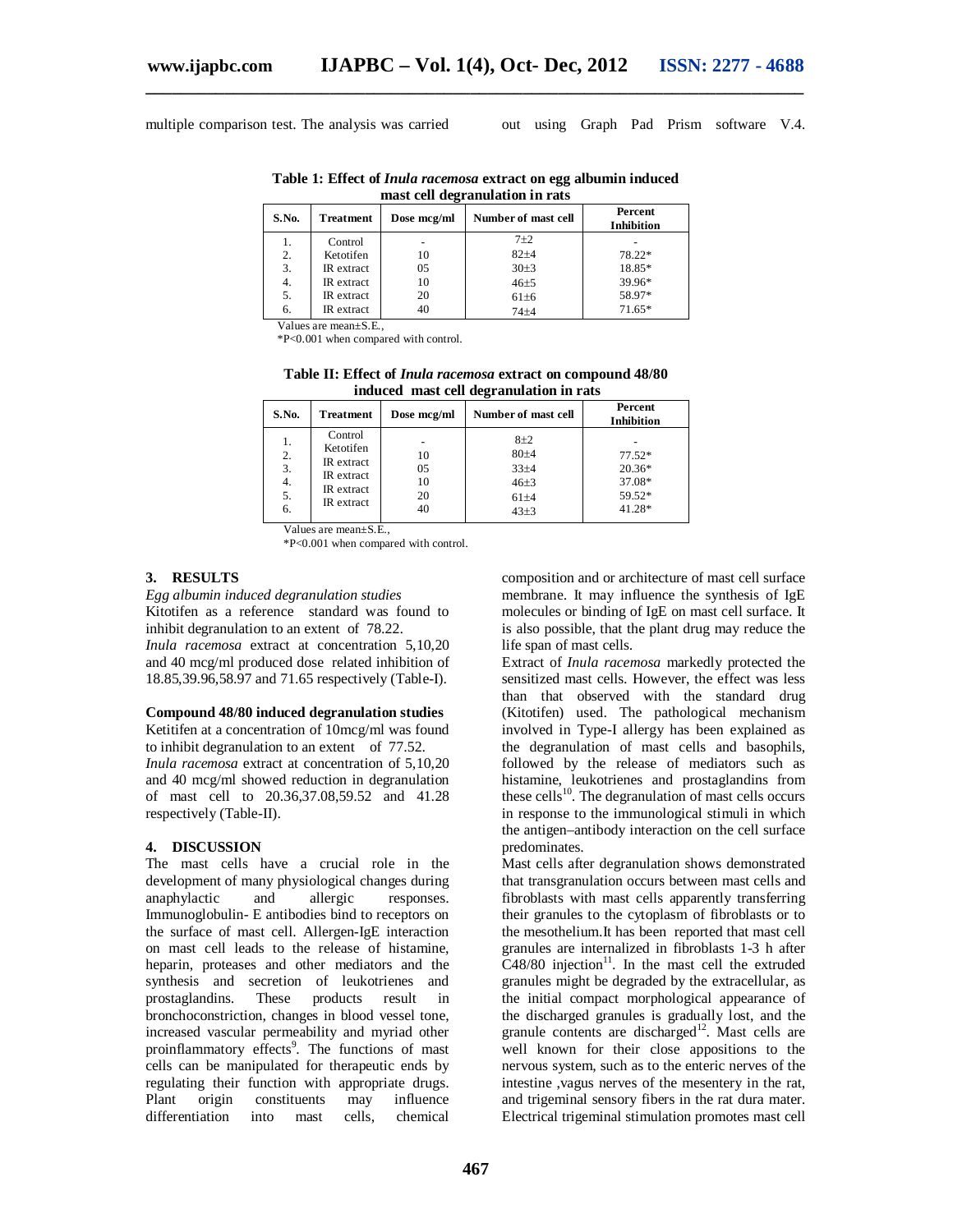multiple comparison test. The analysis was carried out using Graph Pad Prism software V.4.

**Table 1: Effect of *Inula racemosa* extract on egg albumin induced mast cell degranulation in rats**

| S.No. | Treatment | Dose mcg/ml | Number of mast cell | Percent Inhibition |
|---|---|---|---|---|
| 1. | Control | - | 7±2 | - |
| 2. | Ketotifen | 10 | 82±4 | 78.22* |
| 3. | IR extract | 05 | 30±3 | 18.85* |
| 4. | IR extract | 10 | 46±5 | 39.96* |
| 5. | IR extract | 20 | 61±6 | 58.97* |
| 6. | IR extract | 40 | 74±4 | 71.65* |

Values are mean±S.E.,
*P<0.001 when compared with control.

**Table II: Effect of *Inula racemosa* extract on compound 48/80 induced mast cell degranulation in rats**

| S.No. | Treatment | Dose mcg/ml | Number of mast cell | Percent Inhibition |
|---|---|---|---|---|
| 1. | Control | - | 8±2 | - |
| 2. | Ketotifen | 10 | 80±4 | 77.52* |
| 3. | IR extract | 05 | 33±4 | 20.36* |
| 4. | IR extract | 10 | 46±3 | 37.08* |
| 5. | IR extract | 20 | 61±4 | 59.52* |
| 6. | IR extract | 40 | 43±3 | 41.28* |

Values are mean±S.E.,
*P<0.001 when compared with control.

## 3. RESULTS

*Egg albumin induced degranulation studies*

Kitotifen as a reference standard was found to inhibit degranulation to an extent of 78.22.
*Inula racemosa* extract at concentration 5,10,20 and 40 mcg/ml produced dose related inhibition of 18.85,39.96,58.97 and 71.65 respectively (Table-I).

**Compound 48/80 induced degranulation studies**

Ketitifen at a concentration of 10mcg/ml was found to inhibit degranulation to an extent of 77.52.
*Inula racemosa* extract at concentration of 5,10,20 and 40 mcg/ml showed reduction in degranulation of mast cell to 20.36,37.08,59.52 and 41.28 respectively (Table-II).

## 4. DISCUSSION

The mast cells have a crucial role in the development of many physiological changes during anaphylactic and allergic responses. Immunoglobulin- E antibodies bind to receptors on the surface of mast cell. Allergen-IgE interaction on mast cell leads to the release of histamine, heparin, proteases and other mediators and the synthesis and secretion of leukotrienes and prostaglandins. These products result in bronchoconstriction, changes in blood vessel tone, increased vascular permeability and myriad other proinflammatory effects[9]. The functions of mast cells can be manipulated for therapeutic ends by regulating their function with appropriate drugs. Plant origin constituents may influence differentiation into mast cells, chemical composition and or architecture of mast cell surface membrane. It may influence the synthesis of IgE molecules or binding of IgE on mast cell surface. It is also possible, that the plant drug may reduce the life span of mast cells.

Extract of *Inula racemosa* markedly protected the sensitized mast cells. However, the effect was less than that observed with the standard drug (Kitotifen) used. The pathological mechanism involved in Type-I allergy has been explained as the degranulation of mast cells and basophils, followed by the release of mediators such as histamine, leukotrienes and prostaglandins from these cells[10]. The degranulation of mast cells occurs in response to the immunological stimuli in which the antigen–antibody interaction on the cell surface predominates.

Mast cells after degranulation shows demonstrated that transgranulation occurs between mast cells and fibroblasts with mast cells apparently transferring their granules to the cytoplasm of fibroblasts or to the mesothelium.It has been reported that mast cell granules are internalized in fibroblasts 1-3 h after C48/80 injection[11]. In the mast cell the extruded granules might be degraded by the extracellular, as the initial compact morphological appearance of the discharged granules is gradually lost, and the granule contents are discharged[12]. Mast cells are well known for their close appositions to the nervous system, such as to the enteric nerves of the intestine ,vagus nerves of the mesentery in the rat, and trigeminal sensory fibers in the rat dura mater. Electrical trigeminal stimulation promotes mast cell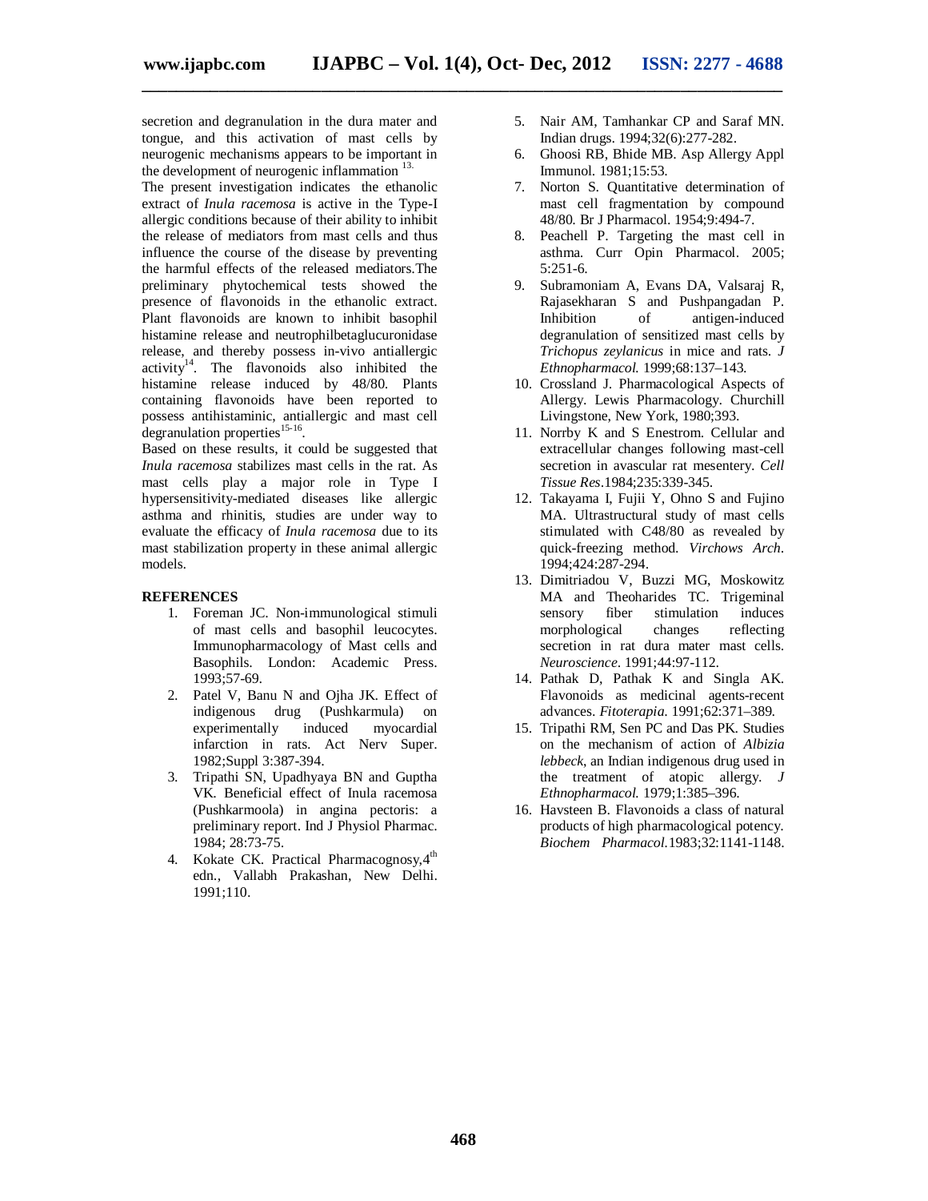secretion and degranulation in the dura mater and tongue, and this activation of mast cells by neurogenic mechanisms appears to be important in the development of neurogenic inflammation [13.]

The present investigation indicates the ethanolic extract of *Inula racemosa* is active in the Type-I allergic conditions because of their ability to inhibit the release of mediators from mast cells and thus influence the course of the disease by preventing the harmful effects of the released mediators.The preliminary phytochemical tests showed the presence of flavonoids in the ethanolic extract. Plant flavonoids are known to inhibit basophil histamine release and neutrophilbetaglucuronidase release, and thereby possess in-vivo antiallergic activity[14]. The flavonoids also inhibited the histamine release induced by 48/80. Plants containing flavonoids have been reported to possess antihistaminic, antiallergic and mast cell degranulation properties[15-16].

Based on these results, it could be suggested that *Inula racemosa* stabilizes mast cells in the rat. As mast cells play a major role in Type I hypersensitivity-mediated diseases like allergic asthma and rhinitis, studies are under way to evaluate the efficacy of *Inula racemosa* due to its mast stabilization property in these animal allergic models.

**REFERENCES**

1. Foreman JC. Non-immunological stimuli of mast cells and basophil leucocytes. Immunopharmacology of Mast cells and Basophils. London: Academic Press. 1993;57-69.
2. Patel V, Banu N and Ojha JK. Effect of indigenous drug (Pushkarmula) on experimentally induced myocardial infarction in rats. Act Nerv Super. 1982;Suppl 3:387-394.
3. Tripathi SN, Upadhyaya BN and Guptha VK. Beneficial effect of Inula racemosa (Pushkarmoola) in angina pectoris: a preliminary report. Ind J Physiol Pharmac. 1984; 28:73-75.
4. Kokate CK. Practical Pharmacognosy,4th edn., Vallabh Prakashan, New Delhi. 1991;110.
5. Nair AM, Tamhankar CP and Saraf MN. Indian drugs. 1994;32(6):277-282.
6. Ghoosi RB, Bhide MB. Asp Allergy Appl Immunol. 1981;15:53.
7. Norton S. Quantitative determination of mast cell fragmentation by compound 48/80. Br J Pharmacol. 1954;9:494-7.
8. Peachell P. Targeting the mast cell in asthma. Curr Opin Pharmacol. 2005; 5:251-6.
9. Subramoniam A, Evans DA, Valsaraj R, Rajasekharan S and Pushpangadan P. Inhibition of antigen-induced degranulation of sensitized mast cells by *Trichopus zeylanicus* in mice and rats. *J Ethnopharmacol.* 1999;68:137–143.
10. Crossland J. Pharmacological Aspects of Allergy. Lewis Pharmacology. Churchill Livingstone, New York, 1980;393.
11. Norrby K and S Enestrom. Cellular and extracellular changes following mast-cell secretion in avascular rat mesentery. *Cell Tissue Res*.1984;235:339-345.
12. Takayama I, Fujii Y, Ohno S and Fujino MA. Ultrastructural study of mast cells stimulated with C48/80 as revealed by quick-freezing method. *Virchows Arch*. 1994;424:287-294.
13. Dimitriadou V, Buzzi MG, Moskowitz MA and Theoharides TC. Trigeminal sensory fiber stimulation induces morphological changes reflecting secretion in rat dura mater mast cells. *Neuroscience*. 1991;44:97-112.
14. Pathak D, Pathak K and Singla AK. Flavonoids as medicinal agents-recent advances. *Fitoterapia.* 1991;62:371–389.
15. Tripathi RM, Sen PC and Das PK. Studies on the mechanism of action of *Albizia lebbeck*, an Indian indigenous drug used in the treatment of atopic allergy. *J Ethnopharmacol.* 1979;1:385–396.
16. Havsteen B. Flavonoids a class of natural products of high pharmacological potency. *Biochem Pharmacol.*1983;32:1141-1148.